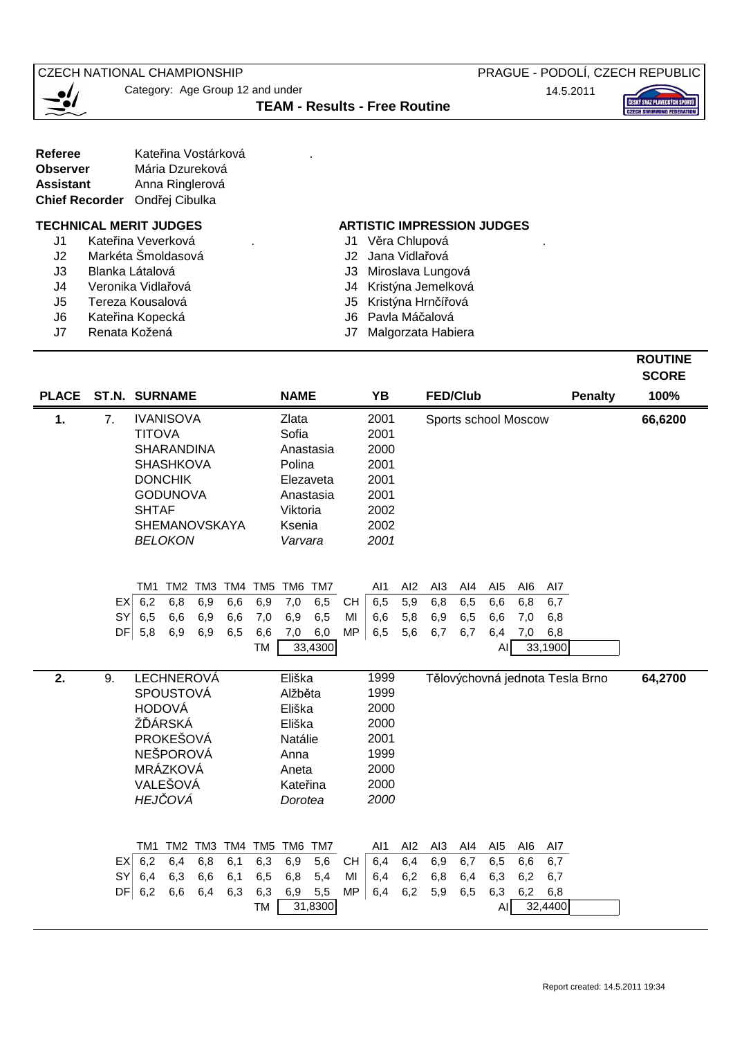CZECH NATIONAL CHAMPIONSHIP

Category: Age Group 12 and under

PRAGUE - PODOLÍ, CZECH REPUBLIC

14.5.2011

## TEAM - Results - Free Routine

**Referee** Kateřina Vostárková
**Observer** Mária Dzureková
**Assistant** Anna Ringlerová
**Chief Recorder** Ondřej Cibulka

**TECHNICAL MERIT JUDGES**

- J1 Kateřina Veverková
- J2 Markéta Šmoldasová
- J3 Blanka Látalová
- J4 Veronika Vidlařová
- J5 Tereza Kousalová
- J6 Kateřina Kopecká
- J7 Renata Kožená

**ARTISTIC IMPRESSION JUDGES**

- J1 Věra Chlupová
- J2 Jana Vidlařová
- J3 Miroslava Lungová
- J4 Kristýna Jemelková
- J5 Kristýna Hrnčířová
- J6 Pavla Máčalová
- J7 Malgorzata Habiera

| PLACE | ST.N. | SURNAME | NAME | YB | FED/Club | Penalty | ROUTINE SCORE 100% |
|---|---|---|---|---|---|---|---|
| 1. | 7. | IVANISOVA | Zlata | 2001 | Sports school Moscow | | 66,6200 |
| | | TITOVA | Sofia | 2001 | | | |
| | | SHARANDINA | Anastasia | 2000 | | | |
| | | SHASHKOVA | Polina | 2001 | | | |
| | | DONCHIK | Elezaveta | 2001 | | | |
| | | GODUNOVA | Anastasia | 2001 | | | |
| | | SHTAF | Viktoria | 2002 | | | |
| | | SHEMANOVSKAYA | Ksenia | 2002 | | | |
| | | *BELOKON* | *Varvara* | *2001* | | | |

| | TM1 | TM2 | TM3 | TM4 | TM5 | TM6 | TM7 | | AI1 | AI2 | AI3 | AI4 | AI5 | AI6 | AI7 |
|---|---|---|---|---|---|---|---|---|---|---|---|---|---|---|---|
| EX | 6,2 | 6,8 | 6,9 | 6,6 | 6,9 | 7,0 | 6,5 | CH | 6,5 | 5,9 | 6,8 | 6,5 | 6,6 | 6,8 | 6,7 |
| SY | 6,5 | 6,6 | 6,9 | 6,6 | 7,0 | 6,9 | 6,5 | MI | 6,6 | 5,8 | 6,9 | 6,5 | 6,6 | 7,0 | 6,8 |
| DF | 5,8 | 6,9 | 6,9 | 6,5 | 6,6 | 7,0 | 6,0 | MP | 6,5 | 5,6 | 6,7 | 6,7 | 6,4 | 7,0 | 6,8 |
| | | | | | TM | 33,4300 | | | | | | | AI | 33,1900 | |

| PLACE | ST.N. | SURNAME | NAME | YB | FED/Club | Penalty | ROUTINE SCORE 100% |
|---|---|---|---|---|---|---|---|
| 2. | 9. | LECHNEROVÁ | Eliška | 1999 | Tělovýchovná jednota Tesla Brno | | 64,2700 |
| | | SPOUSTOVÁ | Alžběta | 1999 | | | |
| | | HODOVÁ | Eliška | 2000 | | | |
| | | ŽĎÁRSKÁ | Eliška | 2000 | | | |
| | | PROKEŠOVÁ | Natálie | 2001 | | | |
| | | NEŠPOROVÁ | Anna | 1999 | | | |
| | | MRÁZKOVÁ | Aneta | 2000 | | | |
| | | VALEŠOVÁ | Kateřina | 2000 | | | |
| | | *HEJČOVÁ* | *Dorotea* | *2000* | | | |

| | TM1 | TM2 | TM3 | TM4 | TM5 | TM6 | TM7 | | AI1 | AI2 | AI3 | AI4 | AI5 | AI6 | AI7 |
|---|---|---|---|---|---|---|---|---|---|---|---|---|---|---|---|
| EX | 6,2 | 6,4 | 6,8 | 6,1 | 6,3 | 6,9 | 5,6 | CH | 6,4 | 6,4 | 6,9 | 6,7 | 6,5 | 6,6 | 6,7 |
| SY | 6,4 | 6,3 | 6,6 | 6,1 | 6,5 | 6,8 | 5,4 | MI | 6,4 | 6,2 | 6,8 | 6,4 | 6,3 | 6,2 | 6,7 |
| DF | 6,2 | 6,6 | 6,4 | 6,3 | 6,3 | 6,9 | 5,5 | MP | 6,4 | 6,2 | 5,9 | 6,5 | 6,3 | 6,2 | 6,8 |
| | | | | | TM | 31,8300 | | | | | | | AI | 32,4400 | |

Report created: 14.5.2011 19:34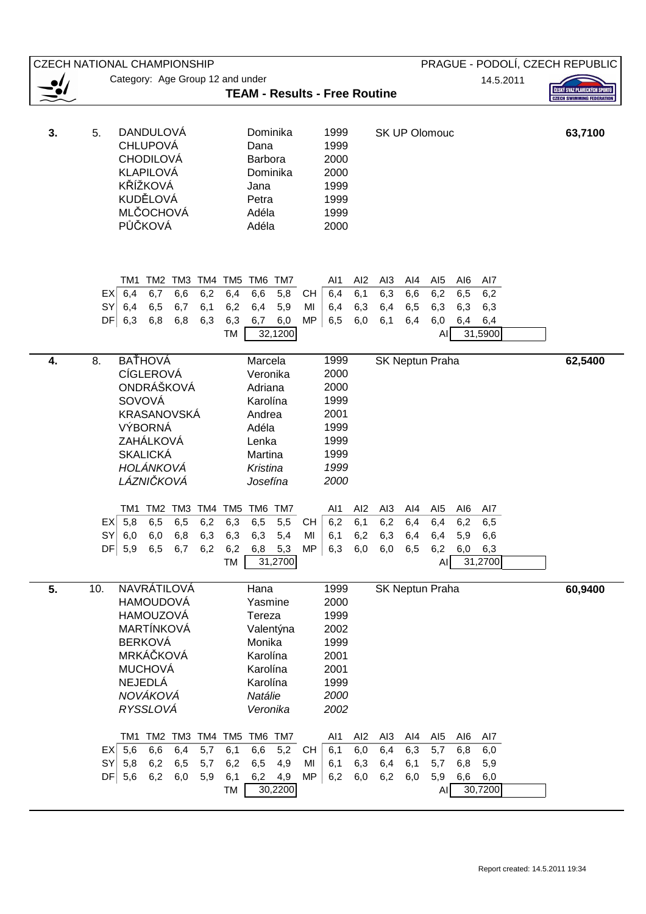CZECH NATIONAL CHAMPIONSHIP — PRAGUE - PODOLÍ, CZECH REPUBLIC

Category: Age Group 12 and under — 14.5.2011

## TEAM - Results - Free Routine

**3.** 5.

| Surname | Name | Year | Club |
|---|---|---|---|
| DANDULOVÁ | Dominika | 1999 | SK UP Olomouc |
| CHLUPOVÁ | Dana | 1999 | |
| CHODILOVÁ | Barbora | 2000 | |
| KLAPILOVÁ | Dominika | 2000 | |
| KŘÍŽKOVÁ | Jana | 1999 | |
| KUDĚLOVÁ | Petra | 1999 | |
| MLČOCHOVÁ | Adéla | 1999 | |
| PŮČKOVÁ | Adéla | 2000 | |

**63,7100**

| | TM1 | TM2 | TM3 | TM4 | TM5 | TM6 | TM7 | | AI1 | AI2 | AI3 | AI4 | AI5 | AI6 | AI7 |
|---|---|---|---|---|---|---|---|---|---|---|---|---|---|---|---|
| EX | 6,4 | 6,7 | 6,6 | 6,2 | 6,4 | 6,6 | 5,8 | CH | 6,4 | 6,1 | 6,3 | 6,6 | 6,2 | 6,5 | 6,2 |
| SY | 6,4 | 6,5 | 6,7 | 6,1 | 6,2 | 6,4 | 5,9 | MI | 6,4 | 6,3 | 6,4 | 6,5 | 6,3 | 6,3 | 6,3 |
| DF | 6,3 | 6,8 | 6,8 | 6,3 | 6,3 | 6,7 | 6,0 | MP | 6,5 | 6,0 | 6,1 | 6,4 | 6,0 | 6,4 | 6,4 |
| | | | | | TM | 32,1200 | | | | | | | AI | 31,5900 | |

**4.** 8.

| Surname | Name | Year | Club |
|---|---|---|---|
| BAŤHOVÁ | Marcela | 1999 | SK Neptun Praha |
| CÍGLEROVÁ | Veronika | 2000 | |
| ONDRÁŠKOVÁ | Adriana | 2000 | |
| SOVOVÁ | Karolína | 1999 | |
| KRASANOVSKÁ | Andrea | 2001 | |
| VÝBORNÁ | Adéla | 1999 | |
| ZAHÁLKOVÁ | Lenka | 1999 | |
| SKALICKÁ | Martina | 1999 | |
| *HOLÁNKOVÁ* | *Kristina* | *1999* | |
| *LÁZNIČKOVÁ* | *Josefína* | *2000* | |

**62,5400**

| | TM1 | TM2 | TM3 | TM4 | TM5 | TM6 | TM7 | | AI1 | AI2 | AI3 | AI4 | AI5 | AI6 | AI7 |
|---|---|---|---|---|---|---|---|---|---|---|---|---|---|---|---|
| EX | 5,8 | 6,5 | 6,5 | 6,2 | 6,3 | 6,5 | 5,5 | CH | 6,2 | 6,1 | 6,2 | 6,4 | 6,4 | 6,2 | 6,5 |
| SY | 6,0 | 6,0 | 6,8 | 6,3 | 6,3 | 6,3 | 5,4 | MI | 6,1 | 6,2 | 6,3 | 6,4 | 6,4 | 5,9 | 6,6 |
| DF | 5,9 | 6,5 | 6,7 | 6,2 | 6,2 | 6,8 | 5,3 | MP | 6,3 | 6,0 | 6,0 | 6,5 | 6,2 | 6,0 | 6,3 |
| | | | | | TM | 31,2700 | | | | | | | AI | 31,2700 | |

**5.** 10.

| Surname | Name | Year | Club |
|---|---|---|---|
| NAVRÁTILOVÁ | Hana | 1999 | SK Neptun Praha |
| HAMOUDOVÁ | Yasmine | 2000 | |
| HAMOUZOVÁ | Tereza | 1999 | |
| MARTÍNKOVÁ | Valentýna | 2002 | |
| BERKOVÁ | Monika | 1999 | |
| MRKÁČKOVÁ | Karolína | 2001 | |
| MUCHOVÁ | Karolína | 2001 | |
| NEJEDLÁ | Karolína | 1999 | |
| *NOVÁKOVÁ* | *Natálie* | *2000* | |
| *RYSSLOVÁ* | *Veronika* | *2002* | |

**60,9400**

| | TM1 | TM2 | TM3 | TM4 | TM5 | TM6 | TM7 | | AI1 | AI2 | AI3 | AI4 | AI5 | AI6 | AI7 |
|---|---|---|---|---|---|---|---|---|---|---|---|---|---|---|---|
| EX | 5,6 | 6,6 | 6,4 | 5,7 | 6,1 | 6,6 | 5,2 | CH | 6,1 | 6,0 | 6,4 | 6,3 | 5,7 | 6,8 | 6,0 |
| SY | 5,8 | 6,2 | 6,5 | 5,7 | 6,2 | 6,5 | 4,9 | MI | 6,1 | 6,3 | 6,4 | 6,1 | 5,7 | 6,8 | 5,9 |
| DF | 5,6 | 6,2 | 6,0 | 5,9 | 6,1 | 6,2 | 4,9 | MP | 6,2 | 6,0 | 6,2 | 6,0 | 5,9 | 6,6 | 6,0 |
| | | | | | TM | 30,2200 | | | | | | | AI | 30,7200 | |

Report created: 14.5.2011 19:34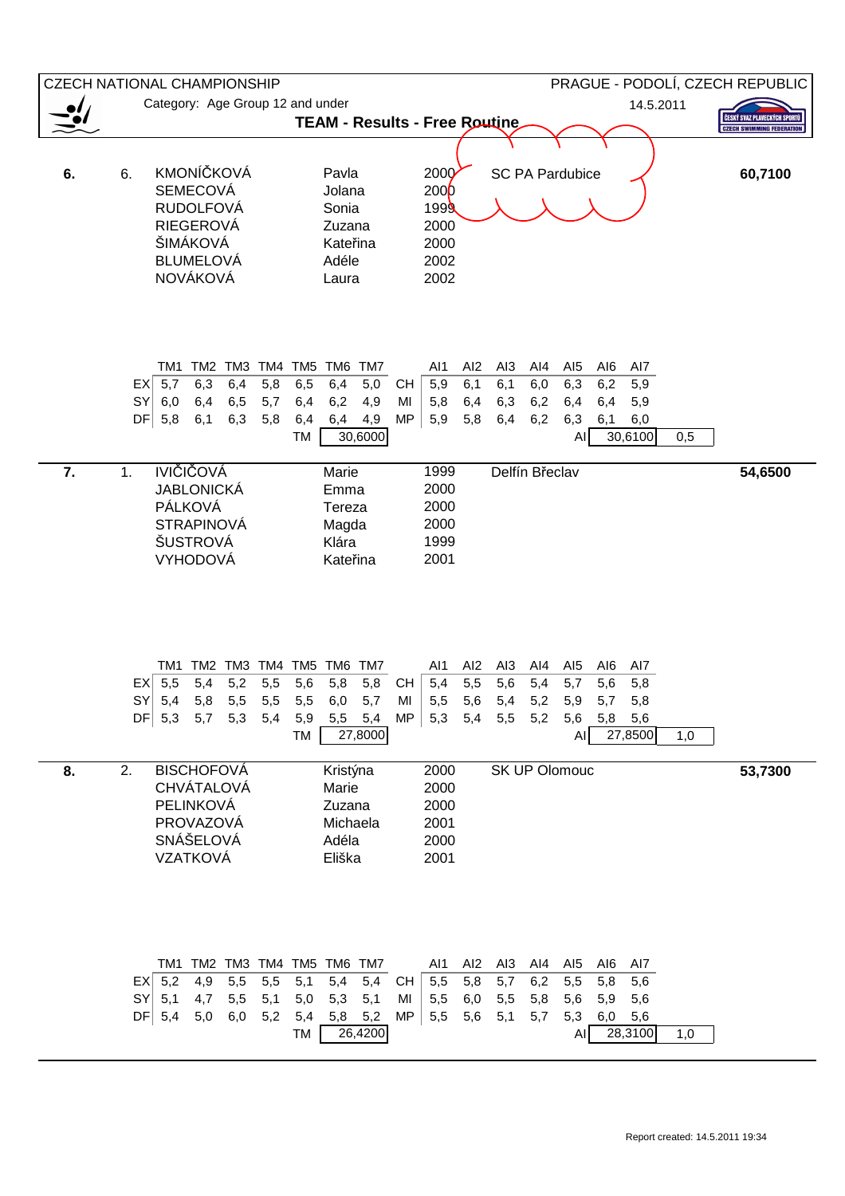CZECH NATIONAL CHAMPIONSHIP — PRAGUE - PODOLÍ, CZECH REPUBLIC

Category: Age Group 12 and under — 14.5.2011

## TEAM - Results - Free Routine

**6.** 6. SC PA Pardubice — **60,7100**

| Name | First name | Year |
|---|---|---|
| KMONÍČKOVÁ | Pavla | 2000 |
| SEMECOVÁ | Jolana | 2000 |
| RUDOLFOVÁ | Sonia | 1999 |
| RIEGEROVÁ | Zuzana | 2000 |
| ŠIMÁKOVÁ | Kateřina | 2000 |
| BLUMELOVÁ | Adéle | 2002 |
| NOVÁKOVÁ | Laura | 2002 |

| | TM1 | TM2 | TM3 | TM4 | TM5 | TM6 | TM7 | | AI1 | AI2 | AI3 | AI4 | AI5 | AI6 | AI7 |
|---|---|---|---|---|---|---|---|---|---|---|---|---|---|---|---|
| EX | 5,7 | 6,3 | 6,4 | 5,8 | 6,5 | 6,4 | 5,0 | CH | 5,9 | 6,1 | 6,1 | 6,0 | 6,3 | 6,2 | 5,9 |
| SY | 6,0 | 6,4 | 6,5 | 5,7 | 6,4 | 6,2 | 4,9 | MI | 5,8 | 6,4 | 6,3 | 6,2 | 6,4 | 6,4 | 5,9 |
| DF | 5,8 | 6,1 | 6,3 | 5,8 | 6,4 | 6,4 | 4,9 | MP | 5,9 | 5,8 | 6,4 | 6,2 | 6,3 | 6,1 | 6,0 |

TM 30,6000 — AI 30,6100 — 0,5

**7.** 1. Delfín Břeclav — **54,6500**

| Name | First name | Year |
|---|---|---|
| IVIČIČOVÁ | Marie | 1999 |
| JABLONICKÁ | Emma | 2000 |
| PÁLKOVÁ | Tereza | 2000 |
| STRAPINOVÁ | Magda | 2000 |
| ŠUSTROVÁ | Klára | 1999 |
| VYHODOVÁ | Kateřina | 2001 |

| | TM1 | TM2 | TM3 | TM4 | TM5 | TM6 | TM7 | | AI1 | AI2 | AI3 | AI4 | AI5 | AI6 | AI7 |
|---|---|---|---|---|---|---|---|---|---|---|---|---|---|---|---|
| EX | 5,5 | 5,4 | 5,2 | 5,5 | 5,6 | 5,8 | 5,8 | CH | 5,4 | 5,5 | 5,6 | 5,4 | 5,7 | 5,6 | 5,8 |
| SY | 5,4 | 5,8 | 5,5 | 5,5 | 5,5 | 6,0 | 5,7 | MI | 5,5 | 5,6 | 5,4 | 5,2 | 5,9 | 5,7 | 5,8 |
| DF | 5,3 | 5,7 | 5,3 | 5,4 | 5,9 | 5,5 | 5,4 | MP | 5,3 | 5,4 | 5,5 | 5,2 | 5,6 | 5,8 | 5,6 |

TM 27,8000 — AI 27,8500 — 1,0

**8.** 2. SK UP Olomouc — **53,7300**

| Name | First name | Year |
|---|---|---|
| BISCHOFOVÁ | Kristýna | 2000 |
| CHVÁTALOVÁ | Marie | 2000 |
| PELINKOVÁ | Zuzana | 2000 |
| PROVAZOVÁ | Michaela | 2001 |
| SNÁŠELOVÁ | Adéla | 2000 |
| VZATKOVÁ | Eliška | 2001 |

| | TM1 | TM2 | TM3 | TM4 | TM5 | TM6 | TM7 | | AI1 | AI2 | AI3 | AI4 | AI5 | AI6 | AI7 |
|---|---|---|---|---|---|---|---|---|---|---|---|---|---|---|---|
| EX | 5,2 | 4,9 | 5,5 | 5,5 | 5,1 | 5,4 | 5,4 | CH | 5,5 | 5,8 | 5,7 | 6,2 | 5,5 | 5,8 | 5,6 |
| SY | 5,1 | 4,7 | 5,5 | 5,1 | 5,0 | 5,3 | 5,1 | MI | 5,5 | 6,0 | 5,5 | 5,8 | 5,6 | 5,9 | 5,6 |
| DF | 5,4 | 5,0 | 6,0 | 5,2 | 5,4 | 5,8 | 5,2 | MP | 5,5 | 5,6 | 5,1 | 5,7 | 5,3 | 6,0 | 5,6 |

TM 26,4200 — AI 28,3100 — 1,0

Report created: 14.5.2011 19:34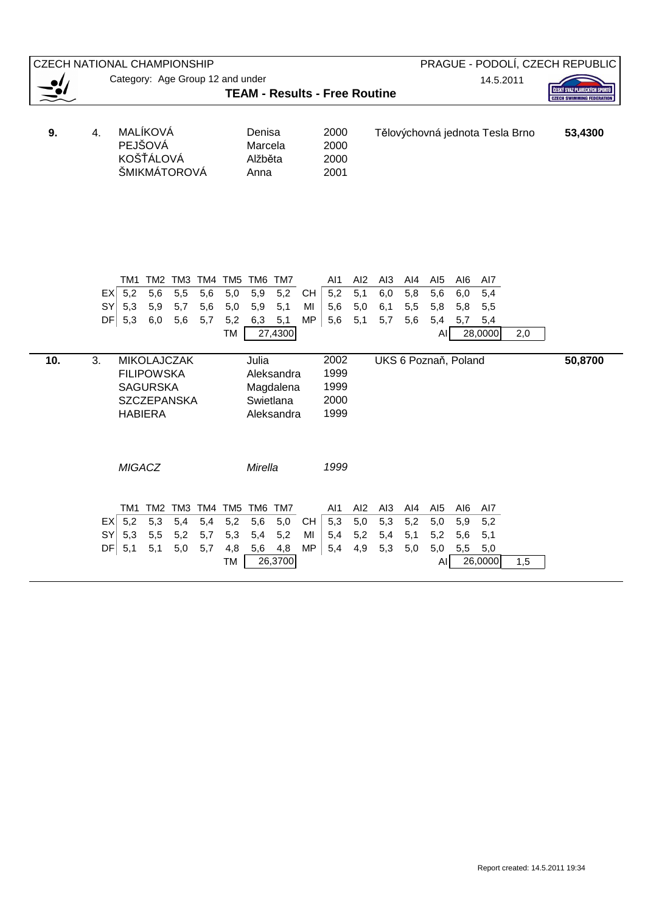CZECH NATIONAL CHAMPIONSHIP — PRAGUE - PODOLÍ, CZECH REPUBLIC

Category: Age Group 12 and under — 14.5.2011

## TEAM - Results - Free Routine

**9.** 4. MALÍKOVÁ Denisa 2000 — Tělovýchovná jednota Tesla Brno — **53,4300**

PEJŠOVÁ Marcela 2000

KOŠŤÁLOVÁ Alžběta 2000

ŠMIKMÁTOROVÁ Anna 2001

| | TM1 | TM2 | TM3 | TM4 | TM5 | TM6 | TM7 | | AI1 | AI2 | AI3 | AI4 | AI5 | AI6 | AI7 | |
|---|---|---|---|---|---|---|---|---|---|---|---|---|---|---|---|---|
| EX | 5,2 | 5,6 | 5,5 | 5,6 | 5,0 | 5,9 | 5,2 | CH | 5,2 | 5,1 | 6,0 | 5,8 | 5,6 | 6,0 | 5,4 | |
| SY | 5,3 | 5,9 | 5,7 | 5,6 | 5,0 | 5,9 | 5,1 | MI | 5,6 | 5,0 | 6,1 | 5,5 | 5,8 | 5,8 | 5,5 | |
| DF | 5,3 | 6,0 | 5,6 | 5,7 | 5,2 | 6,3 | 5,1 | MP | 5,6 | 5,1 | 5,7 | 5,6 | 5,4 | 5,7 | 5,4 | |
| | | | | | TM | 27,4300 | | | | | | | AI | 28,0000 | | 2,0 |

**10.** 3. MIKOLAJCZAK Julia 2002 — UKS 6 Poznań, Poland — **50,8700**

FILIPOWSKA Aleksandra 1999

SAGURSKA Magdalena 1999

SZCZEPANSKA Swietlana 2000

HABIERA Aleksandra 1999

*MIGACZ Mirella 1999*

| | TM1 | TM2 | TM3 | TM4 | TM5 | TM6 | TM7 | | AI1 | AI2 | AI3 | AI4 | AI5 | AI6 | AI7 | |
|---|---|---|---|---|---|---|---|---|---|---|---|---|---|---|---|---|
| EX | 5,2 | 5,3 | 5,4 | 5,4 | 5,2 | 5,6 | 5,0 | CH | 5,3 | 5,0 | 5,3 | 5,2 | 5,0 | 5,9 | 5,2 | |
| SY | 5,3 | 5,5 | 5,2 | 5,7 | 5,3 | 5,4 | 5,2 | MI | 5,4 | 5,2 | 5,4 | 5,1 | 5,2 | 5,6 | 5,1 | |
| DF | 5,1 | 5,1 | 5,0 | 5,7 | 4,8 | 5,6 | 4,8 | MP | 5,4 | 4,9 | 5,3 | 5,0 | 5,0 | 5,5 | 5,0 | |
| | | | | | TM | 26,3700 | | | | | | | AI | 26,0000 | | 1,5 |

Report created: 14.5.2011 19:34